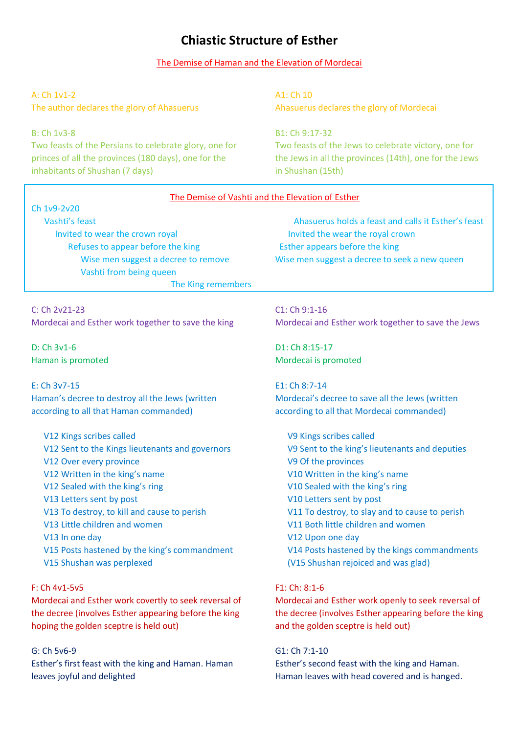# Chiastic Structure of Esther

The Demise of Haman and the Elevation of Mordecai

A: Ch 1v1-2
The author declares the glory of Ahasuerus

A1: Ch 10
Ahasuerus declares the glory of Mordecai

B: Ch 1v3-8
Two feasts of the Persians to celebrate glory, one for princes of all the provinces (180 days), one for the inhabitants of Shushan (7 days)

B1: Ch 9:17-32
Two feasts of the Jews to celebrate victory, one for the Jews in all the provinces (14th), one for the Jews in Shushan (15th)

The Demise of Vashti and the Elevation of Esther

Ch 1v9-2v20

- Vashti's feast
  - Invited to wear the crown royal
    - Refuses to appear before the king
      - Wise men suggest a decree to remove Vashti from being queen
        - The King remembers
      - Wise men suggest a decree to seek a new queen
    - Esther appears before the king
  - Invited the wear the royal crown
- Ahasuerus holds a feast and calls it Esther's feast

C: Ch 2v21-23
Mordecai and Esther work together to save the king

C1: Ch 9:1-16
Mordecai and Esther work together to save the Jews

D: Ch 3v1-6
Haman is promoted

D1: Ch 8:15-17
Mordecai is promoted

E: Ch 3v7-15
Haman's decree to destroy all the Jews (written according to all that Haman commanded)

- V12 Kings scribes called
- V12 Sent to the Kings lieutenants and governors
- V12 Over every province
- V12 Written in the king's name
- V12 Sealed with the king's ring
- V13 Letters sent by post
- V13 To destroy, to kill and cause to perish
- V13 Little children and women
- V13 In one day
- V15 Posts hastened by the king's commandment
- V15 Shushan was perplexed

E1: Ch 8:7-14
Mordecai's decree to save all the Jews (written according to all that Mordecai commanded)

- V9 Kings scribes called
- V9 Sent to the king's lieutenants and deputies
- V9 Of the provinces
- V10 Written in the king's name
- V10 Sealed with the king's ring
- V10 Letters sent by post
- V11 To destroy, to slay and to cause to perish
- V11 Both little children and women
- V12 Upon one day
- V14 Posts hastened by the kings commandments
- (V15 Shushan rejoiced and was glad)

F: Ch 4v1-5v5
Mordecai and Esther work covertly to seek reversal of the decree (involves Esther appearing before the king hoping the golden sceptre is held out)

F1: Ch: 8:1-6
Mordecai and Esther work openly to seek reversal of the decree (involves Esther appearing before the king and the golden sceptre is held out)

G: Ch 5v6-9
Esther's first feast with the king and Haman. Haman leaves joyful and delighted

G1: Ch 7:1-10
Esther's second feast with the king and Haman. Haman leaves with head covered and is hanged.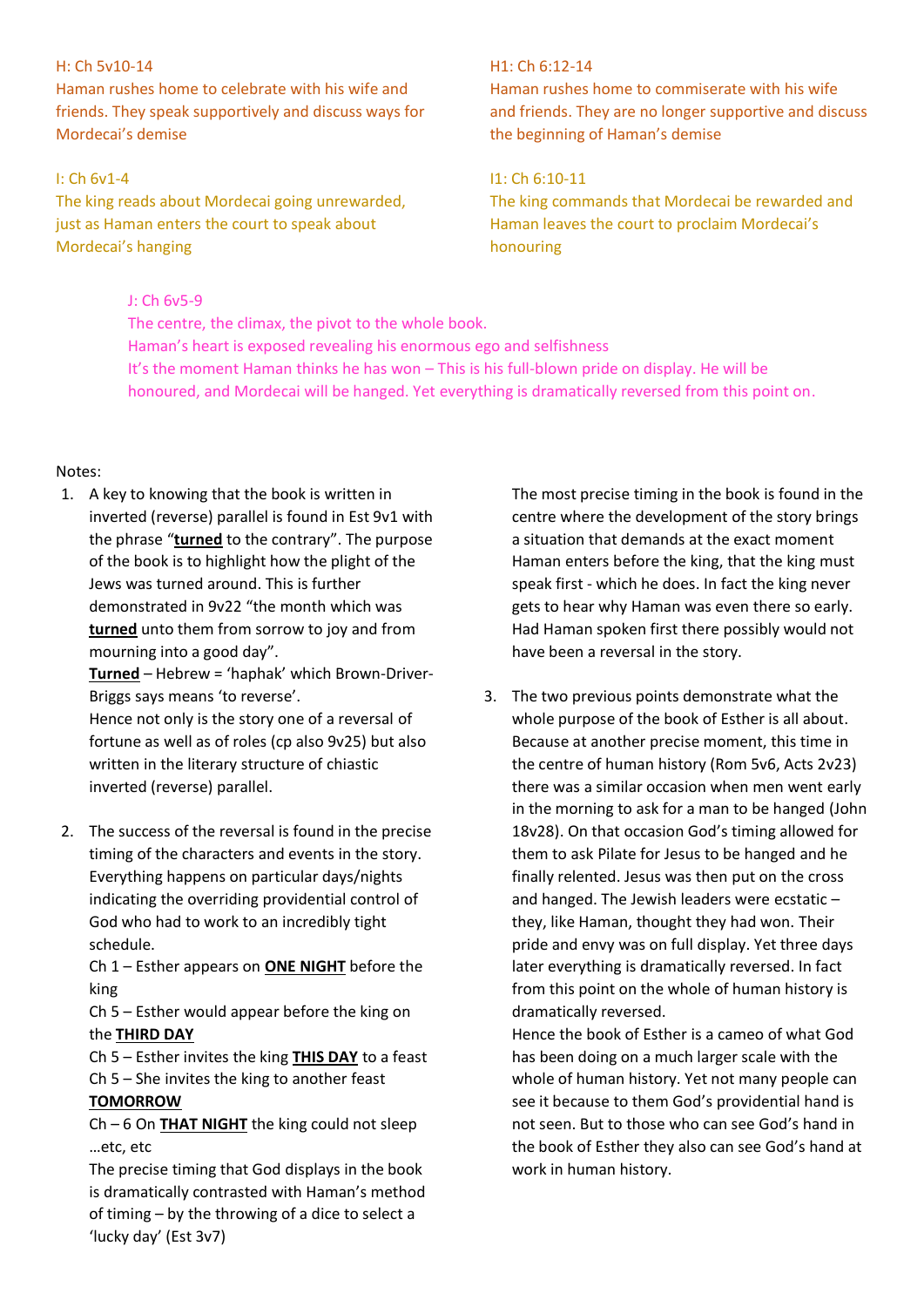H: Ch 5v10-14
Haman rushes home to celebrate with his wife and friends. They speak supportively and discuss ways for Mordecai's demise

I: Ch 6v1-4
The king reads about Mordecai going unrewarded, just as Haman enters the court to speak about Mordecai's hanging

H1: Ch 6:12-14
Haman rushes home to commiserate with his wife and friends. They are no longer supportive and discuss the beginning of Haman's demise

I1: Ch 6:10-11
The king commands that Mordecai be rewarded and Haman leaves the court to proclaim Mordecai's honouring

J: Ch 6v5-9
The centre, the climax, the pivot to the whole book.
Haman's heart is exposed revealing his enormous ego and selfishness
It's the moment Haman thinks he has won – This is his full-blown pride on display. He will be honoured, and Mordecai will be hanged. Yet everything is dramatically reversed from this point on.

Notes:

1. A key to knowing that the book is written in inverted (reverse) parallel is found in Est 9v1 with the phrase "**turned** to the contrary". The purpose of the book is to highlight how the plight of the Jews was turned around. This is further demonstrated in 9v22 "the month which was **turned** unto them from sorrow to joy and from mourning into a good day".
   **Turned** – Hebrew = 'haphak' which Brown-Driver-Briggs says means 'to reverse'.
   Hence not only is the story one of a reversal of fortune as well as of roles (cp also 9v25) but also written in the literary structure of chiastic inverted (reverse) parallel.

2. The success of the reversal is found in the precise timing of the characters and events in the story. Everything happens on particular days/nights indicating the overriding providential control of God who had to work to an incredibly tight schedule.
   Ch 1 – Esther appears on **ONE NIGHT** before the king
   Ch 5 – Esther would appear before the king on the **THIRD DAY**
   Ch 5 – Esther invites the king **THIS DAY** to a feast
   Ch 5 – She invites the king to another feast **TOMORROW**
   Ch – 6 On **THAT NIGHT** the king could not sleep …etc, etc
   The precise timing that God displays in the book is dramatically contrasted with Haman's method of timing – by the throwing of a dice to select a 'lucky day' (Est 3v7)

   The most precise timing in the book is found in the centre where the development of the story brings a situation that demands at the exact moment Haman enters before the king, that the king must speak first - which he does. In fact the king never gets to hear why Haman was even there so early. Had Haman spoken first there possibly would not have been a reversal in the story.

3. The two previous points demonstrate what the whole purpose of the book of Esther is all about. Because at another precise moment, this time in the centre of human history (Rom 5v6, Acts 2v23) there was a similar occasion when men went early in the morning to ask for a man to be hanged (John 18v28). On that occasion God's timing allowed for them to ask Pilate for Jesus to be hanged and he finally relented. Jesus was then put on the cross and hanged. The Jewish leaders were ecstatic – they, like Haman, thought they had won. Their pride and envy was on full display. Yet three days later everything is dramatically reversed. In fact from this point on the whole of human history is dramatically reversed.
   Hence the book of Esther is a cameo of what God has been doing on a much larger scale with the whole of human history. Yet not many people can see it because to them God's providential hand is not seen. But to those who can see God's hand in the book of Esther they also can see God's hand at work in human history.